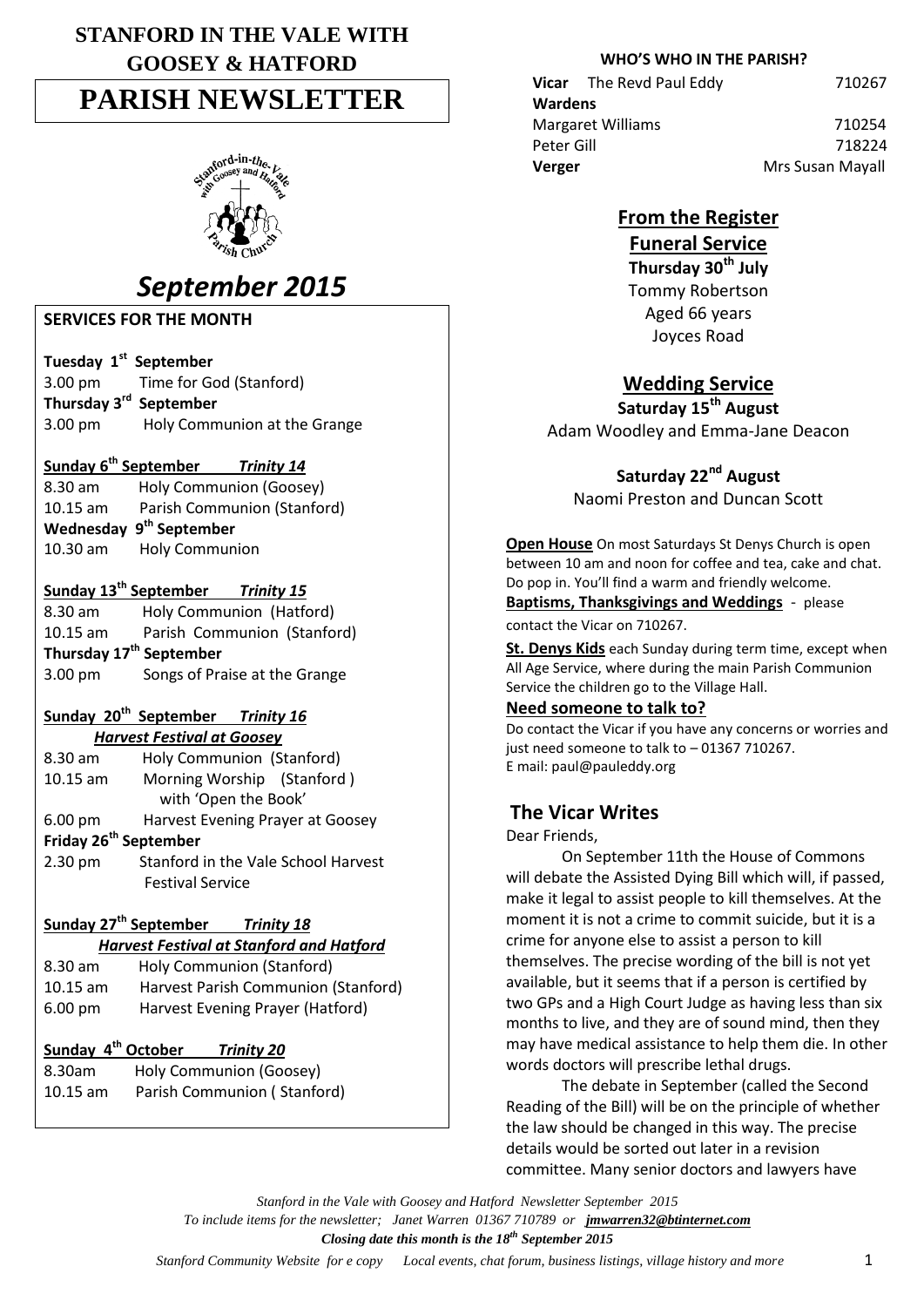# STANFORD IN THE VALE WITH GOOSEY & HATFORD

# PARISH NEWSLETTER

## *September 2015*

### SERVICES FOR THE MONTH

**Tuesday 1st September**
3.00 pm Time for God (Stanford)

**Thursday 3rd September**
3.00 pm Holy Communion at the Grange

**Sunday 6th September** ***Trinity 14***
8.30 am Holy Communion (Goosey)
10.15 am Parish Communion (Stanford)

**Wednesday 9th September**
10.30 am Holy Communion

**Sunday 13th September** ***Trinity 15***
8.30 am Holy Communion (Hatford)
10.15 am Parish Communion (Stanford)

**Thursday 17th September**
3.00 pm Songs of Praise at the Grange

**Sunday 20th September** ***Trinity 16***
***Harvest Festival at Goosey***
8.30 am Holy Communion (Stanford)
10.15 am Morning Worship (Stanford) with 'Open the Book'
6.00 pm Harvest Evening Prayer at Goosey

**Friday 26th September**
2.30 pm Stanford in the Vale School Harvest Festival Service

**Sunday 27th September** ***Trinity 18***
***Harvest Festival at Stanford and Hatford***
8.30 am Holy Communion (Stanford)
10.15 am Harvest Parish Communion (Stanford)
6.00 pm Harvest Evening Prayer (Hatford)

**Sunday 4th October** ***Trinity 20***
8.30am Holy Communion (Goosey)
10.15 am Parish Communion ( Stanford)

### WHO'S WHO IN THE PARISH?

**Vicar** The Revd Paul Eddy 710267

**Wardens**
Margaret Williams 710254
Peter Gill 718224

**Verger** Mrs Susan Mayall

## From the Register

### Funeral Service

**Thursday 30th July**
Tommy Robertson
Aged 66 years
Joyces Road

### Wedding Service

**Saturday 15th August**
Adam Woodley and Emma-Jane Deacon

**Saturday 22nd August**
Naomi Preston and Duncan Scott

**Open House** On most Saturdays St Denys Church is open between 10 am and noon for coffee and tea, cake and chat. Do pop in. You'll find a warm and friendly welcome.

**Baptisms, Thanksgivings and Weddings** - please contact the Vicar on 710267.

**St. Denys Kids** each Sunday during term time, except when All Age Service, where during the main Parish Communion Service the children go to the Village Hall.

**Need someone to talk to?**
Do contact the Vicar if you have any concerns or worries and just need someone to talk to – 01367 710267.
E mail: paul@pauleddy.org

## The Vicar Writes

Dear Friends,

On September 11th the House of Commons will debate the Assisted Dying Bill which will, if passed, make it legal to assist people to kill themselves. At the moment it is not a crime to commit suicide, but it is a crime for anyone else to assist a person to kill themselves. The precise wording of the bill is not yet available, but it seems that if a person is certified by two GPs and a High Court Judge as having less than six months to live, and they are of sound mind, then they may have medical assistance to help them die. In other words doctors will prescribe lethal drugs.

The debate in September (called the Second Reading of the Bill) will be on the principle of whether the law should be changed in this way. The precise details would be sorted out later in a revision committee. Many senior doctors and lawyers have

*To include items for the newsletter; Janet Warren 01367 710789 or jmwarren32@btinternet.com*

***Closing date this month is the 18th September 2015***

*Stanford Community Website for e copy Local events, chat forum, business listings, village history and more*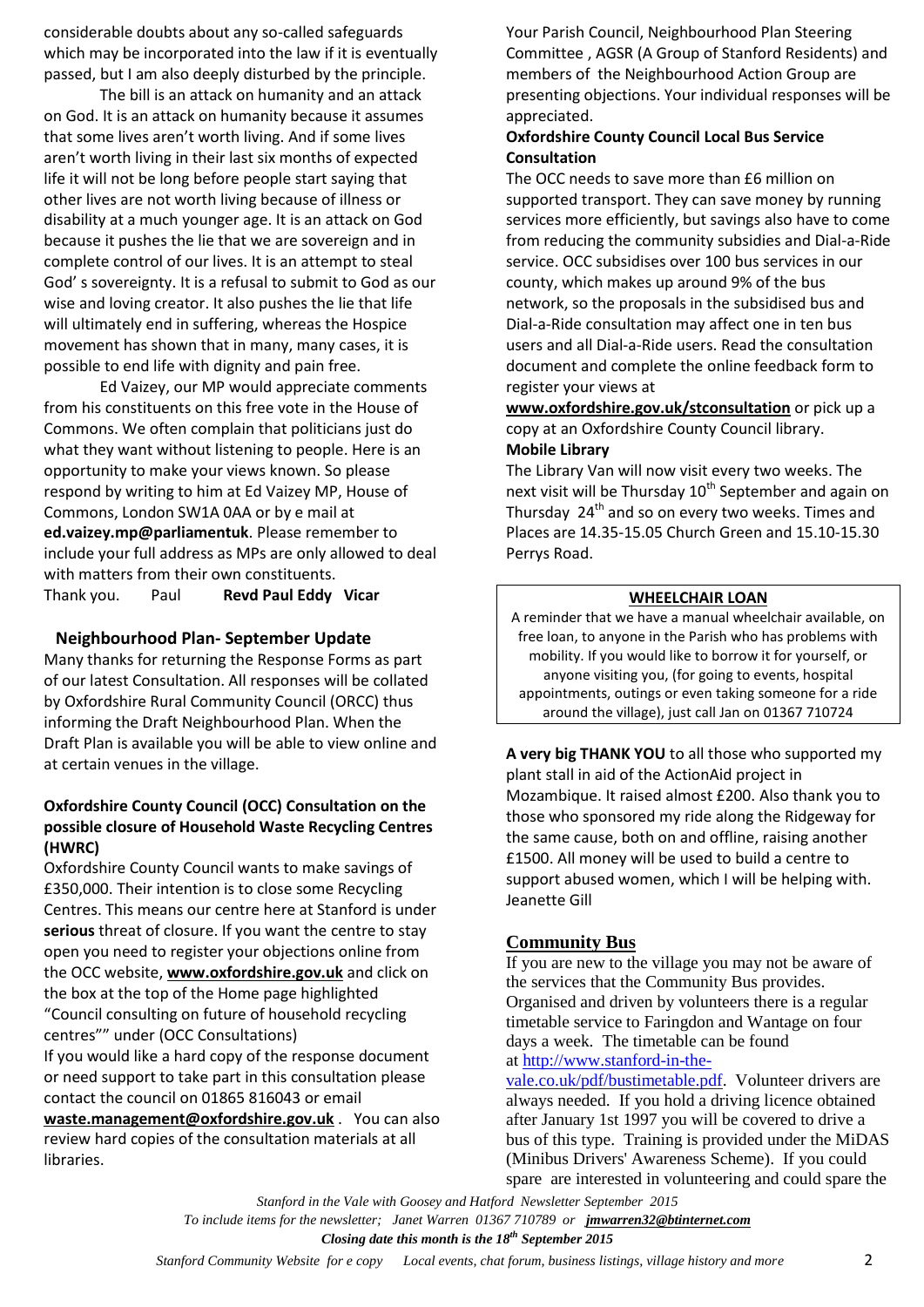considerable doubts about any so-called safeguards which may be incorporated into the law if it is eventually passed, but I am also deeply disturbed by the principle.

The bill is an attack on humanity and an attack on God. It is an attack on humanity because it assumes that some lives aren't worth living. And if some lives aren't worth living in their last six months of expected life it will not be long before people start saying that other lives are not worth living because of illness or disability at a much younger age. It is an attack on God because it pushes the lie that we are sovereign and in complete control of our lives. It is an attempt to steal God' s sovereignty. It is a refusal to submit to God as our wise and loving creator. It also pushes the lie that life will ultimately end in suffering, whereas the Hospice movement has shown that in many, many cases, it is possible to end life with dignity and pain free.

Ed Vaizey, our MP would appreciate comments from his constituents on this free vote in the House of Commons. We often complain that politicians just do what they want without listening to people. Here is an opportunity to make your views known. So please respond by writing to him at Ed Vaizey MP, House of Commons, London SW1A 0AA or by e mail at **ed.vaizey.mp@parliamentuk**. Please remember to include your full address as MPs are only allowed to deal with matters from their own constituents.

Thank you. Paul **Revd Paul Eddy Vicar**

## Neighbourhood Plan- September Update

Many thanks for returning the Response Forms as part of our latest Consultation. All responses will be collated by Oxfordshire Rural Community Council (ORCC) thus informing the Draft Neighbourhood Plan. When the Draft Plan is available you will be able to view online and at certain venues in the village.

**Oxfordshire County Council (OCC) Consultation on the possible closure of Household Waste Recycling Centres (HWRC)**

Oxfordshire County Council wants to make savings of £350,000. Their intention is to close some Recycling Centres. This means our centre here at Stanford is under **serious** threat of closure. If you want the centre to stay open you need to register your objections online from the OCC website, **www.oxfordshire.gov.uk** and click on the box at the top of the Home page highlighted "Council consulting on future of household recycling centres"" under (OCC Consultations)

If you would like a hard copy of the response document or need support to take part in this consultation please contact the council on 01865 816043 or email **waste.management@oxfordshire.gov.uk** . You can also review hard copies of the consultation materials at all libraries.

Your Parish Council, Neighbourhood Plan Steering Committee , AGSR (A Group of Stanford Residents) and members of the Neighbourhood Action Group are presenting objections. Your individual responses will be appreciated.

**Oxfordshire County Council Local Bus Service Consultation**

The OCC needs to save more than £6 million on supported transport. They can save money by running services more efficiently, but savings also have to come from reducing the community subsidies and Dial-a-Ride service. OCC subsidises over 100 bus services in our county, which makes up around 9% of the bus network, so the proposals in the subsidised bus and Dial-a-Ride consultation may affect one in ten bus users and all Dial-a-Ride users. Read the consultation document and complete the online feedback form to register your views at **www.oxfordshire.gov.uk/stconsultation** or pick up a copy at an Oxfordshire County Council library.

**Mobile Library**

The Library Van will now visit every two weeks. The next visit will be Thursday 10th September and again on Thursday 24th and so on every two weeks. Times and Places are 14.35-15.05 Church Green and 15.10-15.30 Perrys Road.

**WHEELCHAIR LOAN**

A reminder that we have a manual wheelchair available, on free loan, to anyone in the Parish who has problems with mobility. If you would like to borrow it for yourself, or anyone visiting you, (for going to events, hospital appointments, outings or even taking someone for a ride around the village), just call Jan on 01367 710724

**A very big THANK YOU** to all those who supported my plant stall in aid of the ActionAid project in Mozambique. It raised almost £200. Also thank you to those who sponsored my ride along the Ridgeway for the same cause, both on and offline, raising another £1500. All money will be used to build a centre to support abused women, which I will be helping with. Jeanette Gill

## Community Bus

If you are new to the village you may not be aware of the services that the Community Bus provides. Organised and driven by volunteers there is a regular timetable service to Faringdon and Wantage on four days a week. The timetable can be found at http://www.stanford-in-the-vale.co.uk/pdf/bustimetable.pdf. Volunteer drivers are always needed. If you hold a driving licence obtained after January 1st 1997 you will be covered to drive a bus of this type. Training is provided under the MiDAS (Minibus Drivers' Awareness Scheme). If you could spare are interested in volunteering and could spare the

*Stanford in the Vale with Goosey and Hatford Newsletter September 2015*

*To include items for the newsletter; Janet Warren 01367 710789 or* ***jmwarren32@btinternet.com***

***Closing date this month is the 18th September 2015***

*Stanford Community Website for e copy Local events, chat forum, business listings, village history and more*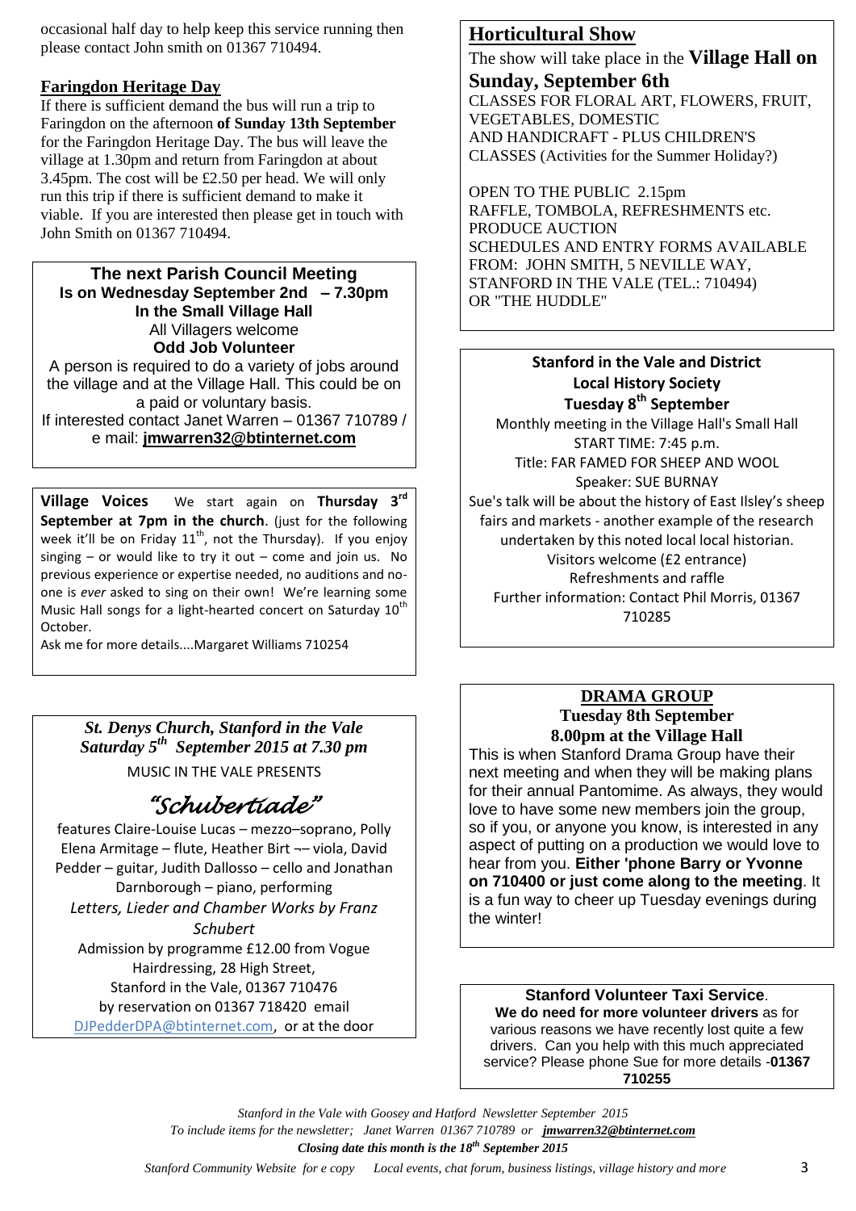occasional half day to help keep this service running then please contact John smith on 01367 710494.

## Faringdon Heritage Day

If there is sufficient demand the bus will run a trip to Faringdon on the afternoon **of Sunday 13th September** for the Faringdon Heritage Day. The bus will leave the village at 1.30pm and return from Faringdon at about 3.45pm. The cost will be £2.50 per head. We will only run this trip if there is sufficient demand to make it viable. If you are interested then please get in touch with John Smith on 01367 710494.

**The next Parish Council Meeting**
**Is on Wednesday September 2nd – 7.30pm**
**In the Small Village Hall**
All Villagers welcome

**Odd Job Volunteer**

A person is required to do a variety of jobs around the village and at the Village Hall. This could be on a paid or voluntary basis.
If interested contact Janet Warren – 01367 710789 / e mail: **jmwarren32@btinternet.com**

**Village Voices** We start again on **Thursday 3rd September at 7pm in the church**. (just for the following week it'll be on Friday 11th, not the Thursday). If you enjoy singing – or would like to try it out – come and join us. No previous experience or expertise needed, no auditions and no-one is *ever* asked to sing on their own! We're learning some Music Hall songs for a light-hearted concert on Saturday 10th October.
Ask me for more details....Margaret Williams 710254

***St. Denys Church, Stanford in the Vale***
***Saturday 5th September 2015 at 7.30 pm***

MUSIC IN THE VALE PRESENTS

*"Schubertiade"*

features Claire-Louise Lucas – mezzo–soprano, Polly Elena Armitage – flute, Heather Birt ¬– viola, David Pedder – guitar, Judith Dallosso – cello and Jonathan Darnborough – piano, performing
*Letters, Lieder and Chamber Works by Franz Schubert*
Admission by programme £12.00 from Vogue Hairdressing, 28 High Street, Stanford in the Vale, 01367 710476 by reservation on 01367 718420 email DJPedderDPA@btinternet.com, or at the door

## Horticultural Show

The show will take place in the **Village Hall on Sunday, September 6th**
CLASSES FOR FLORAL ART, FLOWERS, FRUIT, VEGETABLES, DOMESTIC AND HANDICRAFT - PLUS CHILDREN'S CLASSES (Activities for the Summer Holiday?)

OPEN TO THE PUBLIC 2.15pm
RAFFLE, TOMBOLA, REFRESHMENTS etc.
PRODUCE AUCTION
SCHEDULES AND ENTRY FORMS AVAILABLE FROM: JOHN SMITH, 5 NEVILLE WAY, STANFORD IN THE VALE (TEL.: 710494) OR "THE HUDDLE"

**Stanford in the Vale and District**
**Local History Society**
**Tuesday 8th September**

Monthly meeting in the Village Hall's Small Hall
START TIME: 7:45 p.m.
Title: FAR FAMED FOR SHEEP AND WOOL
Speaker: SUE BURNAY
Sue's talk will be about the history of East Ilsley's sheep fairs and markets - another example of the research undertaken by this noted local local historian.
Visitors welcome (£2 entrance)
Refreshments and raffle
Further information: Contact Phil Morris, 01367 710285

**DRAMA GROUP**
**Tuesday 8th September**
**8.00pm at the Village Hall**

This is when Stanford Drama Group have their next meeting and when they will be making plans for their annual Pantomime. As always, they would love to have some new members join the group, so if you, or anyone you know, is interested in any aspect of putting on a production we would love to hear from you. **Either 'phone Barry or Yvonne on 710400 or just come along to the meeting**. It is a fun way to cheer up Tuesday evenings during the winter!

**Stanford Volunteer Taxi Service**.
**We do need for more volunteer drivers** as for various reasons we have recently lost quite a few drivers. Can you help with this much appreciated service? Please phone Sue for more details -**01367 710255**

*Stanford in the Vale with Goosey and Hatford Newsletter September 2015*
*To include items for the newsletter; Janet Warren 01367 710789 or* ***jmwarren32@btinternet.com***
***Closing date this month is the 18th September 2015***
*Stanford Community Website for e copy Local events, chat forum, business listings, village history and more*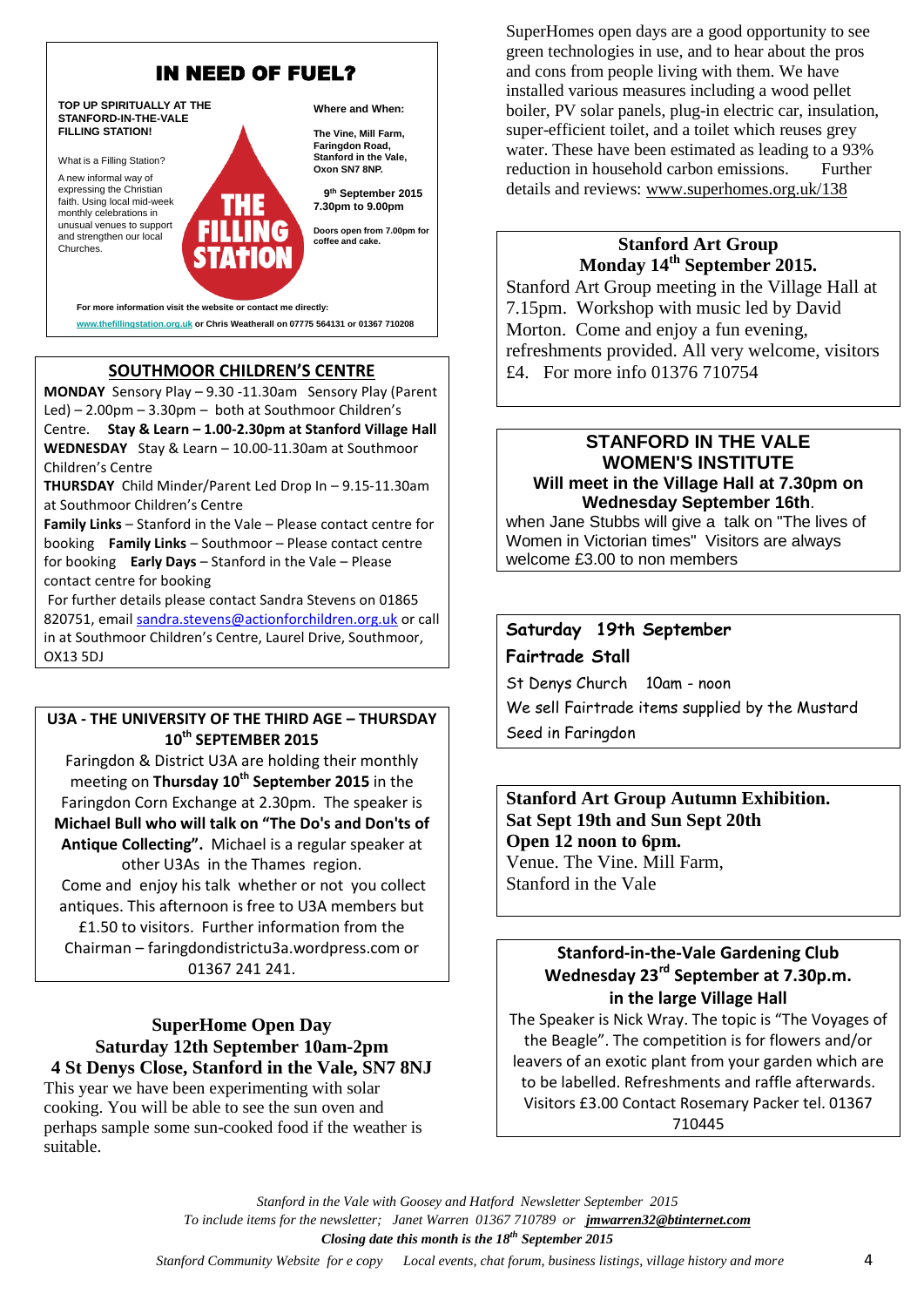## IN NEED OF FUEL?

**TOP UP SPIRITUALLY AT THE STANFORD-IN-THE-VALE FILLING STATION!**

What is a Filling Station?

A new informal way of expressing the Christian faith. Using local mid-week monthly celebrations in unusual venues to support and strengthen our local Churches.

THE FILLING STATION

**Where and When:**

**The Vine, Mill Farm, Faringdon Road, Stanford in the Vale, Oxon SN7 8NP.**

**9th September 2015 7.30pm to 9.00pm**

**Doors open from 7.00pm for coffee and cake.**

**For more information visit the website or contact me directly:**

**www.thefillingstation.org.uk or Chris Weatherall on 07775 564131 or 01367 710208**

## SOUTHMOOR CHILDREN'S CENTRE

**MONDAY** Sensory Play – 9.30 -11.30am Sensory Play (Parent Led) – 2.00pm – 3.30pm – both at Southmoor Children's Centre. **Stay & Learn – 1.00-2.30pm at Stanford Village Hall**

**WEDNESDAY** Stay & Learn – 10.00-11.30am at Southmoor Children's Centre

**THURSDAY** Child Minder/Parent Led Drop In – 9.15-11.30am at Southmoor Children's Centre

**Family Links** – Stanford in the Vale – Please contact centre for booking **Family Links** – Southmoor – Please contact centre for booking **Early Days** – Stanford in the Vale – Please contact centre for booking

For further details please contact Sandra Stevens on 01865 820751, email sandra.stevens@actionforchildren.org.uk or call in at Southmoor Children's Centre, Laurel Drive, Southmoor, OX13 5DJ

## U3A - THE UNIVERSITY OF THE THIRD AGE – THURSDAY 10th SEPTEMBER 2015

Faringdon & District U3A are holding their monthly meeting on **Thursday 10th September 2015** in the Faringdon Corn Exchange at 2.30pm. The speaker is **Michael Bull who will talk on "The Do's and Don'ts of Antique Collecting".** Michael is a regular speaker at other U3As in the Thames region.

Come and enjoy his talk whether or not you collect antiques. This afternoon is free to U3A members but £1.50 to visitors. Further information from the Chairman – faringdondistrictu3a.wordpress.com or 01367 241 241.

## SuperHome Open Day
### Saturday 12th September 10am-2pm
### 4 St Denys Close, Stanford in the Vale, SN7 8NJ

This year we have been experimenting with solar cooking. You will be able to see the sun oven and perhaps sample some sun-cooked food if the weather is suitable.

SuperHomes open days are a good opportunity to see green technologies in use, and to hear about the pros and cons from people living with them. We have installed various measures including a wood pellet boiler, PV solar panels, plug-in electric car, insulation, super-efficient toilet, and a toilet which reuses grey water. These have been estimated as leading to a 93% reduction in household carbon emissions. Further details and reviews: www.superhomes.org.uk/138

## Stanford Art Group
### Monday 14th September 2015.

Stanford Art Group meeting in the Village Hall at 7.15pm. Workshop with music led by David Morton. Come and enjoy a fun evening, refreshments provided. All very welcome, visitors £4. For more info 01376 710754

## STANFORD IN THE VALE WOMEN'S INSTITUTE

**Will meet in the Village Hall at 7.30pm on Wednesday September 16th.**

when Jane Stubbs will give a talk on "The lives of Women in Victorian times" Visitors are always welcome £3.00 to non members

**Saturday 19th September**

**Fairtrade Stall**

St Denys Church 10am - noon

We sell Fairtrade items supplied by the Mustard Seed in Faringdon

**Stanford Art Group Autumn Exhibition.**
**Sat Sept 19th and Sun Sept 20th**
**Open 12 noon to 6pm.**

Venue. The Vine. Mill Farm, Stanford in the Vale

## Stanford-in-the-Vale Gardening Club
### Wednesday 23rd September at 7.30p.m. in the large Village Hall

The Speaker is Nick Wray. The topic is "The Voyages of the Beagle". The competition is for flowers and/or leavers of an exotic plant from your garden which are to be labelled. Refreshments and raffle afterwards. Visitors £3.00 Contact Rosemary Packer tel. 01367 710445

*Stanford in the Vale with Goosey and Hatford Newsletter September 2015*
*To include items for the newsletter; Janet Warren 01367 710789 or* ***jmwarren32@btinternet.com***
***Closing date this month is the 18th September 2015***
*Stanford Community Website for e copy Local events, chat forum, business listings, village history and more*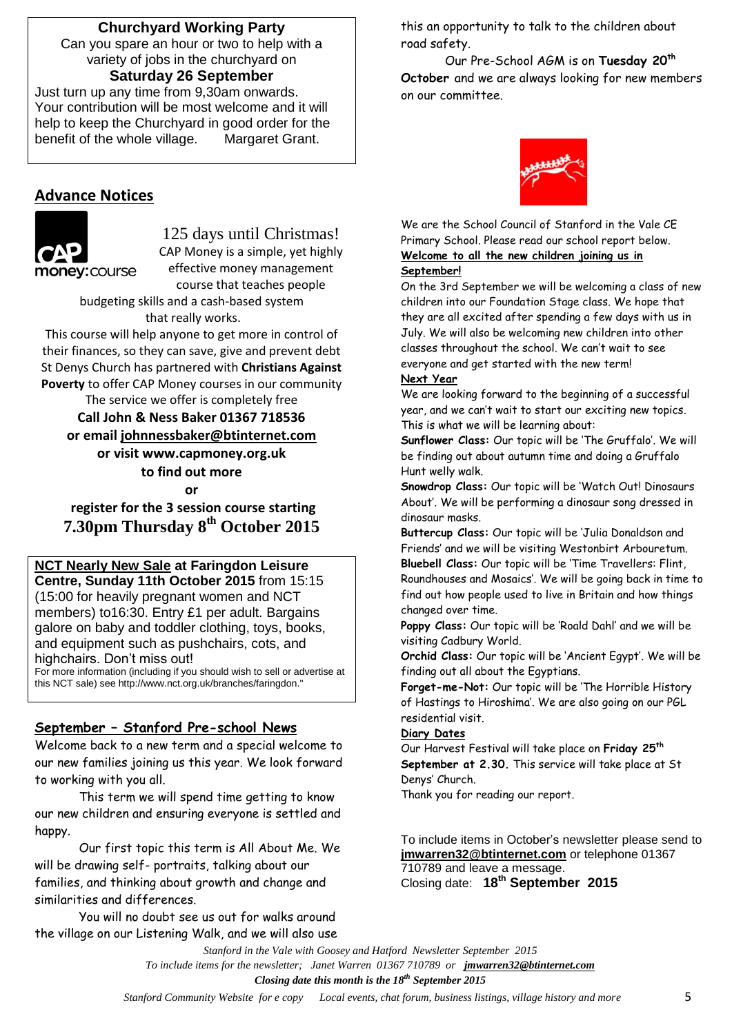**Churchyard Working Party**

Can you spare an hour or two to help with a variety of jobs in the churchyard on

**Saturday 26 September**

Just turn up any time from 9,30am onwards. Your contribution will be most welcome and it will help to keep the Churchyard in good order for the benefit of the whole village. Margaret Grant.

## Advance Notices

125 days until Christmas!

CAP Money is a simple, yet highly effective money management course that teaches people budgeting skills and a cash-based system that really works.

This course will help anyone to get more in control of their finances, so they can save, give and prevent debt

St Denys Church has partnered with **Christians Against Poverty** to offer CAP Money courses in our community

The service we offer is completely free

**Call John & Ness Baker 01367 718536**

**or email johnnessbaker@btinternet.com**

**or visit www.capmoney.org.uk**

**to find out more**

**or**

**register for the 3 session course starting**

**7.30pm Thursday 8th October 2015**

**NCT Nearly New Sale at Faringdon Leisure Centre, Sunday 11th October 2015** from 15:15 (15:00 for heavily pregnant women and NCT members) to16:30. Entry £1 per adult. Bargains galore on baby and toddler clothing, toys, books, and equipment such as pushchairs, cots, and highchairs. Don't miss out!

For more information (including if you should wish to sell or advertise at this NCT sale) see http://www.nct.org.uk/branches/faringdon."

## September – Stanford Pre-school News

Welcome back to a new term and a special welcome to our new families joining us this year. We look forward to working with you all.

This term we will spend time getting to know our new children and ensuring everyone is settled and happy.

Our first topic this term is All About Me. We will be drawing self- portraits, talking about our families, and thinking about growth and change and similarities and differences.

You will no doubt see us out for walks around the village on our Listening Walk, and we will also use this an opportunity to talk to the children about road safety.

Our Pre-School AGM is on **Tuesday 20th October** and we are always looking for new members on our committee.

We are the School Council of Stanford in the Vale CE Primary School. Please read our school report below.

**Welcome to all the new children joining us in September!**

On the 3rd September we will be welcoming a class of new children into our Foundation Stage class. We hope that they are all excited after spending a few days with us in July. We will also be welcoming new children into other classes throughout the school. We can't wait to see everyone and get started with the new term!

**Next Year**

We are looking forward to the beginning of a successful year, and we can't wait to start our exciting new topics. This is what we will be learning about:

**Sunflower Class:** Our topic will be 'The Gruffalo'. We will be finding out about autumn time and doing a Gruffalo Hunt welly walk.

**Snowdrop Class:** Our topic will be 'Watch Out! Dinosaurs About'. We will be performing a dinosaur song dressed in dinosaur masks.

**Buttercup Class:** Our topic will be 'Julia Donaldson and Friends' and we will be visiting Westonbirt Arbouretum.

**Bluebell Class:** Our topic will be 'Time Travellers: Flint, Roundhouses and Mosaics'. We will be going back in time to find out how people used to live in Britain and how things changed over time.

**Poppy Class:** Our topic will be 'Roald Dahl' and we will be visiting Cadbury World.

**Orchid Class:** Our topic will be 'Ancient Egypt'. We will be finding out all about the Egyptians.

**Forget-me-Not:** Our topic will be 'The Horrible History of Hastings to Hiroshima'. We are also going on our PGL residential visit.

**Diary Dates**

Our Harvest Festival will take place on **Friday 25th September at 2.30.** This service will take place at St Denys' Church.

Thank you for reading our report.

To include items in October's newsletter please send to **jmwarren32@btinternet.com** or telephone 01367 710789 and leave a message.

Closing date: **18th September 2015**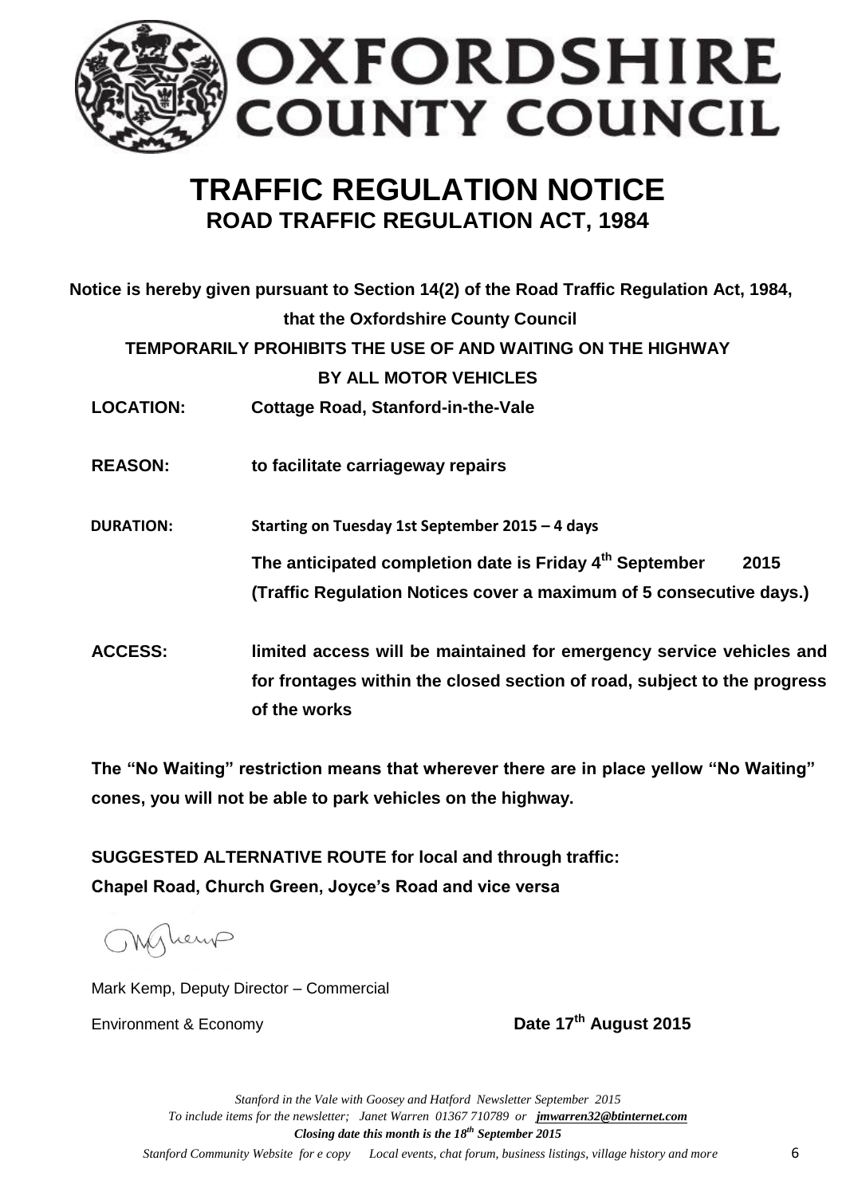# OXFORDSHIRE COUNTY COUNCIL

# TRAFFIC REGULATION NOTICE

## ROAD TRAFFIC REGULATION ACT, 1984

**Notice is hereby given pursuant to Section 14(2) of the Road Traffic Regulation Act, 1984, that the Oxfordshire County Council**

**TEMPORARILY PROHIBITS THE USE OF AND WAITING ON THE HIGHWAY BY ALL MOTOR VEHICLES**

**LOCATION:** **Cottage Road, Stanford-in-the-Vale**

**REASON:** **to facilitate carriageway repairs**

**DURATION:** **Starting on Tuesday 1st September 2015 – 4 days**

**The anticipated completion date is Friday 4th September 2015**
**(Traffic Regulation Notices cover a maximum of 5 consecutive days.)**

**ACCESS:** **limited access will be maintained for emergency service vehicles and for frontages within the closed section of road, subject to the progress of the works**

**The "No Waiting" restriction means that wherever there are in place yellow "No Waiting" cones, you will not be able to park vehicles on the highway.**

**SUGGESTED ALTERNATIVE ROUTE for local and through traffic:**
**Chapel Road, Church Green, Joyce's Road and vice versa**

Mark Kemp, Deputy Director – Commercial

Environment & Economy **Date 17th August 2015**

*Stanford in the Vale with Goosey and Hatford Newsletter September 2015*
*To include items for the newsletter; Janet Warren 01367 710789 or jmwarren32@btinternet.com*
***Closing date this month is the 18th September 2015***
*Stanford Community Website for e copy Local events, chat forum, business listings, village history and more*